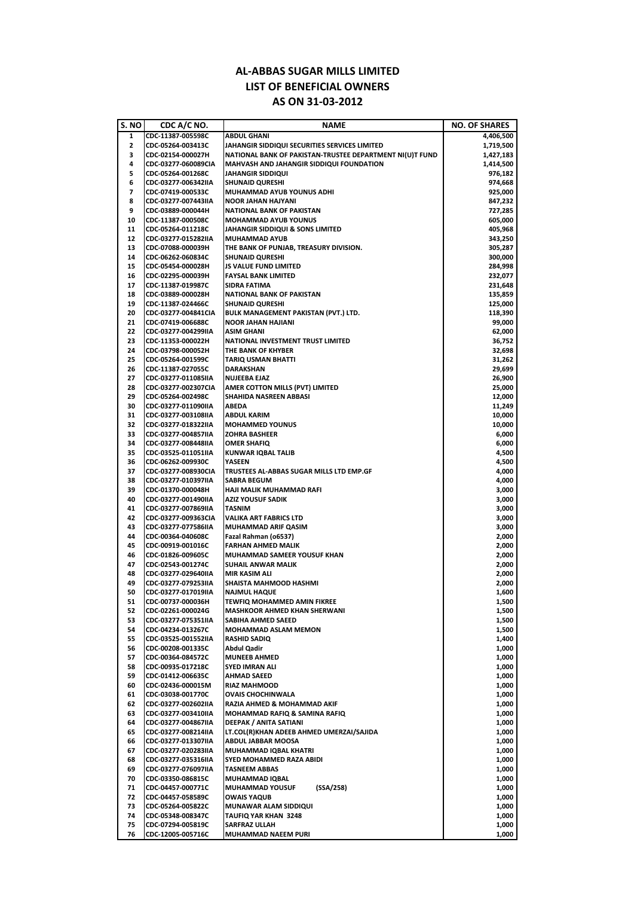# AL-ABBAS SUGAR MILLS LIMITED
# LIST OF BENEFICIAL OWNERS
# AS ON 31-03-2012

| S. NO | CDC A/C NO. | NAME | NO. OF SHARES |
|---|---|---|---|
| 1 | CDC-11387-005598C | ABDUL GHANI | 4,406,500 |
| 2 | CDC-05264-003413C | JAHANGIR SIDDIQUI SECURITIES SERVICES LIMITED | 1,719,500 |
| 3 | CDC-02154-000027H | NATIONAL BANK OF PAKISTAN-TRUSTEE DEPARTMENT NI(U)T FUND | 1,427,183 |
| 4 | CDC-03277-060089CIA | MAHVASH AND JAHANGIR SIDDIQUI FOUNDATION | 1,414,500 |
| 5 | CDC-05264-001268C | JAHANGIR SIDDIQUI | 976,182 |
| 6 | CDC-03277-006342IIA | SHUNAID QURESHI | 974,668 |
| 7 | CDC-07419-000533C | MUHAMMAD AYUB YOUNUS ADHI | 925,000 |
| 8 | CDC-03277-007443IIA | NOOR JAHAN HAJYANI | 847,232 |
| 9 | CDC-03889-000044H | NATIONAL BANK OF PAKISTAN | 727,285 |
| 10 | CDC-11387-000508C | MOHAMMAD AYUB YOUNUS | 605,000 |
| 11 | CDC-05264-011218C | JAHANGIR SIDDIQUI & SONS LIMITED | 405,968 |
| 12 | CDC-03277-015282IIA | MUHAMMAD AYUB | 343,250 |
| 13 | CDC-07088-000039H | THE BANK OF PUNJAB, TREASURY DIVISION. | 305,287 |
| 14 | CDC-06262-060834C | SHUNAID QURESHI | 300,000 |
| 15 | CDC-05454-000028H | JS VALUE FUND LIMITED | 284,998 |
| 16 | CDC-02295-000039H | FAYSAL BANK LIMITED | 232,077 |
| 17 | CDC-11387-019987C | SIDRA FATIMA | 231,648 |
| 18 | CDC-03889-000028H | NATIONAL BANK OF PAKISTAN | 135,859 |
| 19 | CDC-11387-024466C | SHUNAID QURESHI | 125,000 |
| 20 | CDC-03277-004841CIA | BULK MANAGEMENT PAKISTAN (PVT.) LTD. | 118,390 |
| 21 | CDC-07419-006688C | NOOR JAHAN HAJIANI | 99,000 |
| 22 | CDC-03277-004299IIA | ASIM GHANI | 62,000 |
| 23 | CDC-11353-000022H | NATIONAL INVESTMENT TRUST LIMITED | 36,752 |
| 24 | CDC-03798-000052H | THE BANK OF KHYBER | 32,698 |
| 25 | CDC-05264-001599C | TARIQ USMAN BHATTI | 31,262 |
| 26 | CDC-11387-027055C | DARAKSHAN | 29,699 |
| 27 | CDC-03277-011085IIA | NUJEEBA EJAZ | 26,900 |
| 28 | CDC-03277-002307CIA | AMER COTTON MILLS (PVT) LIMITED | 25,000 |
| 29 | CDC-05264-002498C | SHAHIDA NASREEN ABBASI | 12,000 |
| 30 | CDC-03277-011090IIA | ABEDA | 11,249 |
| 31 | CDC-03277-003108IIA | ABDUL KARIM | 10,000 |
| 32 | CDC-03277-018322IIA | MOHAMMED YOUNUS | 10,000 |
| 33 | CDC-03277-004857IIA | ZOHRA BASHEER | 6,000 |
| 34 | CDC-03277-008448IIA | OMER SHAFIQ | 6,000 |
| 35 | CDC-03525-011051IIA | KUNWAR IQBAL TALIB | 4,500 |
| 36 | CDC-06262-009930C | YASEEN | 4,500 |
| 37 | CDC-03277-008930CIA | TRUSTEES AL-ABBAS SUGAR MILLS LTD EMP.GF | 4,000 |
| 38 | CDC-03277-010397IIA | SABRA BEGUM | 4,000 |
| 39 | CDC-01370-000048H | HAJI MALIK MUHAMMAD RAFI | 3,000 |
| 40 | CDC-03277-001490IIA | AZIZ YOUSUF SADIK | 3,000 |
| 41 | CDC-03277-007869IIA | TASNIM | 3,000 |
| 42 | CDC-03277-009363CIA | VALIKA ART FABRICS LTD | 3,000 |
| 43 | CDC-03277-077586IIA | MUHAMMAD ARIF QASIM | 3,000 |
| 44 | CDC-00364-040608C | Fazal Rahman (o6537) | 2,000 |
| 45 | CDC-00919-001016C | FARHAN AHMED MALIK | 2,000 |
| 46 | CDC-01826-009605C | MUHAMMAD SAMEER YOUSUF KHAN | 2,000 |
| 47 | CDC-02543-001274C | SUHAIL ANWAR MALIK | 2,000 |
| 48 | CDC-03277-029640IIA | MIR KASIM ALI | 2,000 |
| 49 | CDC-03277-079253IIA | SHAISTA MAHMOOD HASHMI | 2,000 |
| 50 | CDC-03277-017019IIA | NAJMUL HAQUE | 1,600 |
| 51 | CDC-00737-000036H | TEWFIQ MOHAMMED AMIN FIKREE | 1,500 |
| 52 | CDC-02261-000024G | MASHKOOR AHMED KHAN SHERWANI | 1,500 |
| 53 | CDC-03277-075351IIA | SABIHA AHMED SAEED | 1,500 |
| 54 | CDC-04234-013267C | MOHAMMAD ASLAM MEMON | 1,500 |
| 55 | CDC-03525-001552IIA | RASHID SADIQ | 1,400 |
| 56 | CDC-00208-001335C | Abdul Qadir | 1,000 |
| 57 | CDC-00364-084572C | MUNEEB AHMED | 1,000 |
| 58 | CDC-00935-017218C | SYED IMRAN ALI | 1,000 |
| 59 | CDC-01412-006635C | AHMAD SAEED | 1,000 |
| 60 | CDC-02436-000015M | RIAZ MAHMOOD | 1,000 |
| 61 | CDC-03038-001770C | OVAIS CHOCHINWALA | 1,000 |
| 62 | CDC-03277-002602IIA | RAZIA AHMED & MOHAMMAD AKIF | 1,000 |
| 63 | CDC-03277-003410IIA | MOHAMMAD RAFIQ & SAMINA RAFIQ | 1,000 |
| 64 | CDC-03277-004867IIA | DEEPAK / ANITA SATIANI | 1,000 |
| 65 | CDC-03277-008214IIA | LT.COL(R)KHAN ADEEB AHMED UMERZAI/SAJIDA | 1,000 |
| 66 | CDC-03277-013307IIA | ABDUL JABBAR MOOSA | 1,000 |
| 67 | CDC-03277-020283IIA | MUHAMMAD IQBAL KHATRI | 1,000 |
| 68 | CDC-03277-035316IIA | SYED MOHAMMED RAZA ABIDI | 1,000 |
| 69 | CDC-03277-076097IIA | TASNEEM ABBAS | 1,000 |
| 70 | CDC-03350-086815C | MUHAMMAD IQBAL | 1,000 |
| 71 | CDC-04457-000771C | MUHAMMAD YOUSUF (SSA/258) | 1,000 |
| 72 | CDC-04457-058589C | OWAIS YAQUB | 1,000 |
| 73 | CDC-05264-005822C | MUNAWAR ALAM SIDDIQUI | 1,000 |
| 74 | CDC-05348-008347C | TAUFIQ YAR KHAN 3248 | 1,000 |
| 75 | CDC-07294-005819C | SARFRAZ ULLAH | 1,000 |
| 76 | CDC-12005-005716C | MUHAMMAD NAEEM PURI | 1,000 |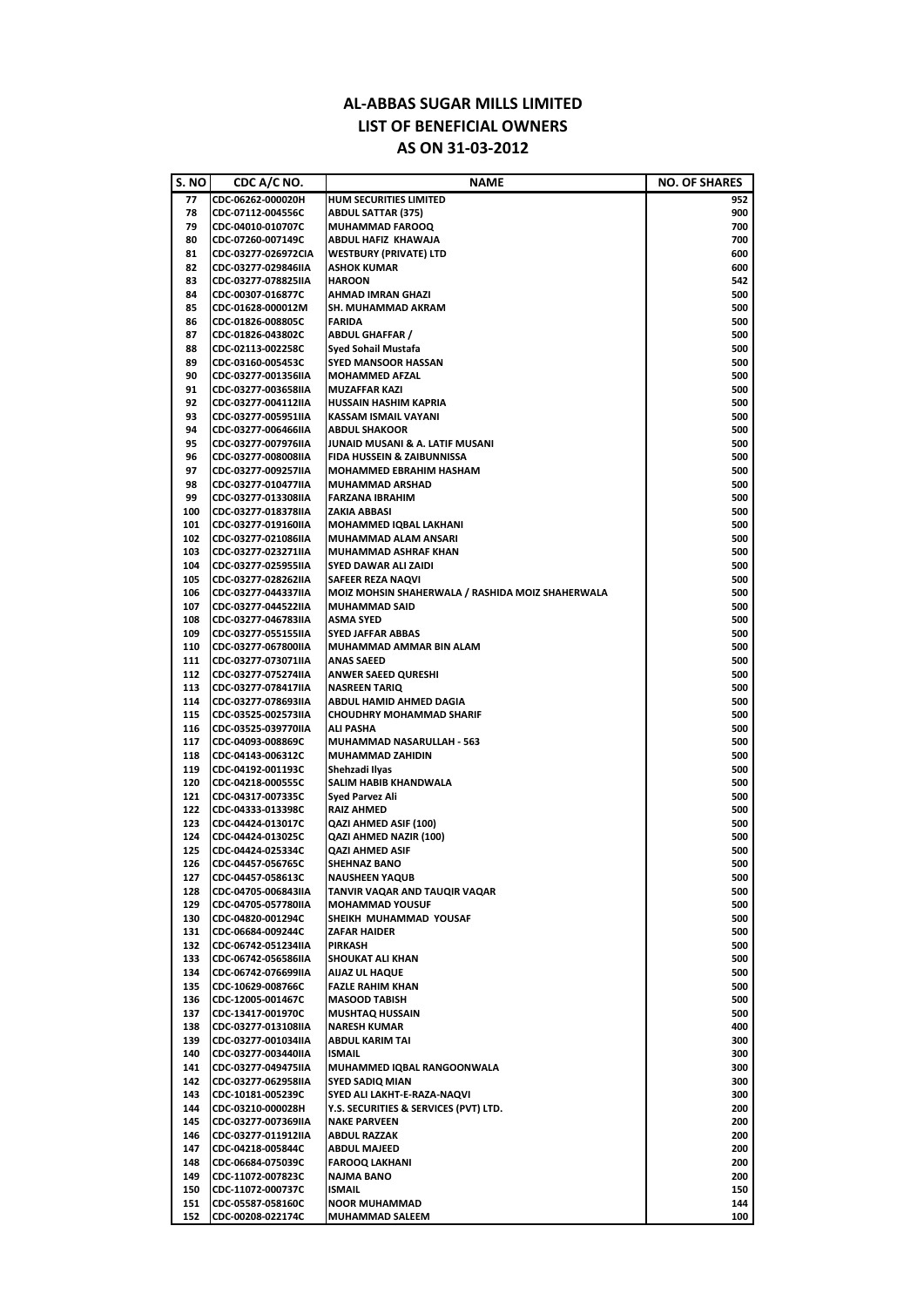# AL-ABBAS SUGAR MILLS LIMITED
# LIST OF BENEFICIAL OWNERS
# AS ON 31-03-2012

| S. NO | CDC A/C NO. | NAME | NO. OF SHARES |
|---|---|---|---|
| 77 | CDC-06262-000020H | HUM SECURITIES LIMITED | 952 |
| 78 | CDC-07112-004556C | ABDUL SATTAR (375) | 900 |
| 79 | CDC-04010-010707C | MUHAMMAD FAROOQ | 700 |
| 80 | CDC-07260-007149C | ABDUL HAFIZ KHAWAJA | 700 |
| 81 | CDC-03277-026972CIA | WESTBURY (PRIVATE) LTD | 600 |
| 82 | CDC-03277-029846IIA | ASHOK KUMAR | 600 |
| 83 | CDC-03277-078825IIA | HAROON | 542 |
| 84 | CDC-00307-016877C | AHMAD IMRAN GHAZI | 500 |
| 85 | CDC-01628-000012M | SH. MUHAMMAD AKRAM | 500 |
| 86 | CDC-01826-008805C | FARIDA | 500 |
| 87 | CDC-01826-043802C | ABDUL GHAFFAR / | 500 |
| 88 | CDC-02113-002258C | Syed Sohail Mustafa | 500 |
| 89 | CDC-03160-005453C | SYED MANSOOR HASSAN | 500 |
| 90 | CDC-03277-001356IIA | MOHAMMED AFZAL | 500 |
| 91 | CDC-03277-003658IIA | MUZAFFAR KAZI | 500 |
| 92 | CDC-03277-004112IIA | HUSSAIN HASHIM KAPRIA | 500 |
| 93 | CDC-03277-005951IIA | KASSAM ISMAIL VAYANI | 500 |
| 94 | CDC-03277-006466IIA | ABDUL SHAKOOR | 500 |
| 95 | CDC-03277-007976IIA | JUNAID MUSANI & A. LATIF MUSANI | 500 |
| 96 | CDC-03277-008008IIA | FIDA HUSSEIN & ZAIBUNNISSA | 500 |
| 97 | CDC-03277-009257IIA | MOHAMMED EBRAHIM HASHAM | 500 |
| 98 | CDC-03277-010477IIA | MUHAMMAD ARSHAD | 500 |
| 99 | CDC-03277-013308IIA | FARZANA IBRAHIM | 500 |
| 100 | CDC-03277-018378IIA | ZAKIA ABBASI | 500 |
| 101 | CDC-03277-019160IIA | MOHAMMED IQBAL LAKHANI | 500 |
| 102 | CDC-03277-021086IIA | MUHAMMAD ALAM ANSARI | 500 |
| 103 | CDC-03277-023271IIA | MUHAMMAD ASHRAF KHAN | 500 |
| 104 | CDC-03277-025955IIA | SYED DAWAR ALI ZAIDI | 500 |
| 105 | CDC-03277-028262IIA | SAFEER REZA NAQVI | 500 |
| 106 | CDC-03277-044337IIA | MOIZ MOHSIN SHAHERWALA / RASHIDA MOIZ SHAHERWALA | 500 |
| 107 | CDC-03277-044522IIA | MUHAMMAD SAID | 500 |
| 108 | CDC-03277-046783IIA | ASMA SYED | 500 |
| 109 | CDC-03277-055155IIA | SYED JAFFAR ABBAS | 500 |
| 110 | CDC-03277-067800IIA | MUHAMMAD AMMAR BIN ALAM | 500 |
| 111 | CDC-03277-073071IIA | ANAS SAEED | 500 |
| 112 | CDC-03277-075274IIA | ANWER SAEED QURESHI | 500 |
| 113 | CDC-03277-078417IIA | NASREEN TARIQ | 500 |
| 114 | CDC-03277-078693IIA | ABDUL HAMID AHMED DAGIA | 500 |
| 115 | CDC-03525-002573IIA | CHOUDHRY MOHAMMAD SHARIF | 500 |
| 116 | CDC-03525-039770IIA | ALI PASHA | 500 |
| 117 | CDC-04093-008869C | MUHAMMAD NASARULLAH - 563 | 500 |
| 118 | CDC-04143-006312C | MUHAMMAD ZAHIDIN | 500 |
| 119 | CDC-04192-001193C | Shehzadi Ilyas | 500 |
| 120 | CDC-04218-000555C | SALIM HABIB KHANDWALA | 500 |
| 121 | CDC-04317-007335C | Syed Parvez Ali | 500 |
| 122 | CDC-04333-013398C | RAIZ AHMED | 500 |
| 123 | CDC-04424-013017C | QAZI AHMED ASIF (100) | 500 |
| 124 | CDC-04424-013025C | QAZI AHMED NAZIR (100) | 500 |
| 125 | CDC-04424-025334C | QAZI AHMED ASIF | 500 |
| 126 | CDC-04457-056765C | SHEHNAZ BANO | 500 |
| 127 | CDC-04457-058613C | NAUSHEEN YAQUB | 500 |
| 128 | CDC-04705-006843IIA | TANVIR VAQAR AND TAUQIR VAQAR | 500 |
| 129 | CDC-04705-057780IIA | MOHAMMAD YOUSUF | 500 |
| 130 | CDC-04820-001294C | SHEIKH MUHAMMAD YOUSAF | 500 |
| 131 | CDC-06684-009244C | ZAFAR HAIDER | 500 |
| 132 | CDC-06742-051234IIA | PIRKASH | 500 |
| 133 | CDC-06742-056586IIA | SHOUKAT ALI KHAN | 500 |
| 134 | CDC-06742-076699IIA | AIJAZ UL HAQUE | 500 |
| 135 | CDC-10629-008766C | FAZLE RAHIM KHAN | 500 |
| 136 | CDC-12005-001467C | MASOOD TABISH | 500 |
| 137 | CDC-13417-001970C | MUSHTAQ HUSSAIN | 500 |
| 138 | CDC-03277-013108IIA | NARESH KUMAR | 400 |
| 139 | CDC-03277-001034IIA | ABDUL KARIM TAI | 300 |
| 140 | CDC-03277-003440IIA | ISMAIL | 300 |
| 141 | CDC-03277-049475IIA | MUHAMMED IQBAL RANGOONWALA | 300 |
| 142 | CDC-03277-062958IIA | SYED SADIQ MIAN | 300 |
| 143 | CDC-10181-005239C | SYED ALI LAKHT-E-RAZA-NAQVI | 300 |
| 144 | CDC-03210-000028H | Y.S. SECURITIES & SERVICES (PVT) LTD. | 200 |
| 145 | CDC-03277-007369IIA | NAKE PARVEEN | 200 |
| 146 | CDC-03277-011912IIA | ABDUL RAZZAK | 200 |
| 147 | CDC-04218-005844C | ABDUL MAJEED | 200 |
| 148 | CDC-06684-075039C | FAROOQ LAKHANI | 200 |
| 149 | CDC-11072-007823C | NAJMA BANO | 200 |
| 150 | CDC-11072-000737C | ISMAIL | 150 |
| 151 | CDC-05587-058160C | NOOR MUHAMMAD | 144 |
| 152 | CDC-00208-022174C | MUHAMMAD SALEEM | 100 |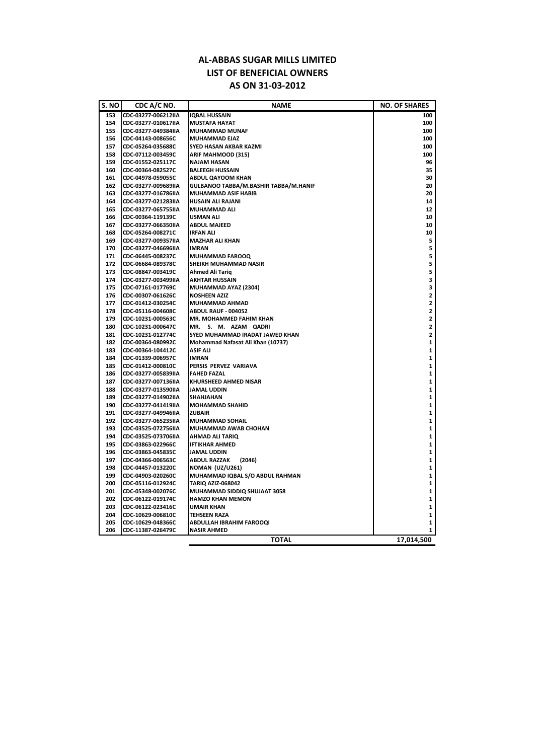# AL-ABBAS SUGAR MILLS LIMITED
## LIST OF BENEFICIAL OWNERS
## AS ON 31-03-2012

| S. NO | CDC A/C NO. | NAME | NO. OF SHARES |
|---|---|---|---|
| 153 | CDC-03277-006212IIA | IQBAL HUSSAIN | 100 |
| 154 | CDC-03277-010617IIA | MUSTAFA HAYAT | 100 |
| 155 | CDC-03277-049384IIA | MUHAMMAD MUNAF | 100 |
| 156 | CDC-04143-008656C | MUHAMMAD EJAZ | 100 |
| 157 | CDC-05264-035688C | SYED HASAN AKBAR KAZMI | 100 |
| 158 | CDC-07112-003459C | ARIF MAHMOOD (315) | 100 |
| 159 | CDC-01552-025117C | NAJAM HASAN | 96 |
| 160 | CDC-00364-082527C | BALEEGH HUSSAIN | 35 |
| 161 | CDC-04978-059055C | ABDUL QAYOOM KHAN | 30 |
| 162 | CDC-03277-009689IIA | GULBANOO TABBA/M.BASHIR TABBA/M.HANIF | 20 |
| 163 | CDC-03277-016786IIA | MUHAMMAD ASIF HABIB | 20 |
| 164 | CDC-03277-021283IIA | HUSAIN ALI RAJANI | 14 |
| 165 | CDC-03277-065755IIA | MUHAMMAD ALI | 12 |
| 166 | CDC-00364-119139C | USMAN ALI | 10 |
| 167 | CDC-03277-066350IIA | ABDUL MAJEED | 10 |
| 168 | CDC-05264-008271C | IRFAN ALI | 10 |
| 169 | CDC-03277-009357IIA | MAZHAR ALI KHAN | 5 |
| 170 | CDC-03277-046696IIA | IMRAN | 5 |
| 171 | CDC-06445-008237C | MUHAMMAD FAROOQ | 5 |
| 172 | CDC-06684-089378C | SHEIKH MUHAMMAD NASIR | 5 |
| 173 | CDC-08847-003419C | Ahmed Ali Tariq | 5 |
| 174 | CDC-03277-003499IIA | AKHTAR HUSSAIN | 3 |
| 175 | CDC-07161-017769C | MUHAMMAD AYAZ (2304) | 3 |
| 176 | CDC-00307-061626C | NOSHEEN AZIZ | 2 |
| 177 | CDC-01412-030254C | MUHAMMAD AHMAD | 2 |
| 178 | CDC-05116-004608C | ABDUL RAUF - 004052 | 2 |
| 179 | CDC-10231-000563C | MR. MOHAMMED FAHIM KHAN | 2 |
| 180 | CDC-10231-000647C | MR. S. M. AZAM QADRI | 2 |
| 181 | CDC-10231-012774C | SYED MUHAMMAD IRADAT JAWED KHAN | 2 |
| 182 | CDC-00364-080992C | Mohammad Nafasat Ali Khan (10737) | 1 |
| 183 | CDC-00364-104412C | ASIF ALI | 1 |
| 184 | CDC-01339-006957C | IMRAN | 1 |
| 185 | CDC-01412-000810C | PERSIS PERVEZ VARIAVA | 1 |
| 186 | CDC-03277-005839IIA | FAHED FAZAL | 1 |
| 187 | CDC-03277-007136IIA | KHURSHEED AHMED NISAR | 1 |
| 188 | CDC-03277-013590IIA | JAMAL UDDIN | 1 |
| 189 | CDC-03277-014902IIA | SHAHJAHAN | 1 |
| 190 | CDC-03277-041419IIA | MOHAMMAD SHAHID | 1 |
| 191 | CDC-03277-049946IIA | ZUBAIR | 1 |
| 192 | CDC-03277-065235IIA | MUHAMMAD SOHAIL | 1 |
| 193 | CDC-03525-072756IIA | MUHAMMAD AWAB CHOHAN | 1 |
| 194 | CDC-03525-073706IIA | AHMAD ALI TARIQ | 1 |
| 195 | CDC-03863-022966C | IFTIKHAR AHMED | 1 |
| 196 | CDC-03863-045835C | JAMAL UDDIN | 1 |
| 197 | CDC-04366-006563C | ABDUL RAZZAK (2046) | 1 |
| 198 | CDC-04457-013220C | NOMAN (UZ/U261) | 1 |
| 199 | CDC-04903-020260C | MUHAMMAD IQBAL S/O ABDUL RAHMAN | 1 |
| 200 | CDC-05116-012924C | TARIQ AZIZ-068042 | 1 |
| 201 | CDC-05348-002076C | MUHAMMAD SIDDIQ SHUJAAT 3058 | 1 |
| 202 | CDC-06122-019174C | HAMZO KHAN MEMON | 1 |
| 203 | CDC-06122-023416C | UMAIR KHAN | 1 |
| 204 | CDC-10629-006810C | TEHSEEN RAZA | 1 |
| 205 | CDC-10629-048366C | ABDULLAH IBRAHIM FAROOQI | 1 |
| 206 | CDC-11387-026479C | NASIR AHMED | 1 |
| | | **TOTAL** | **17,014,500** |